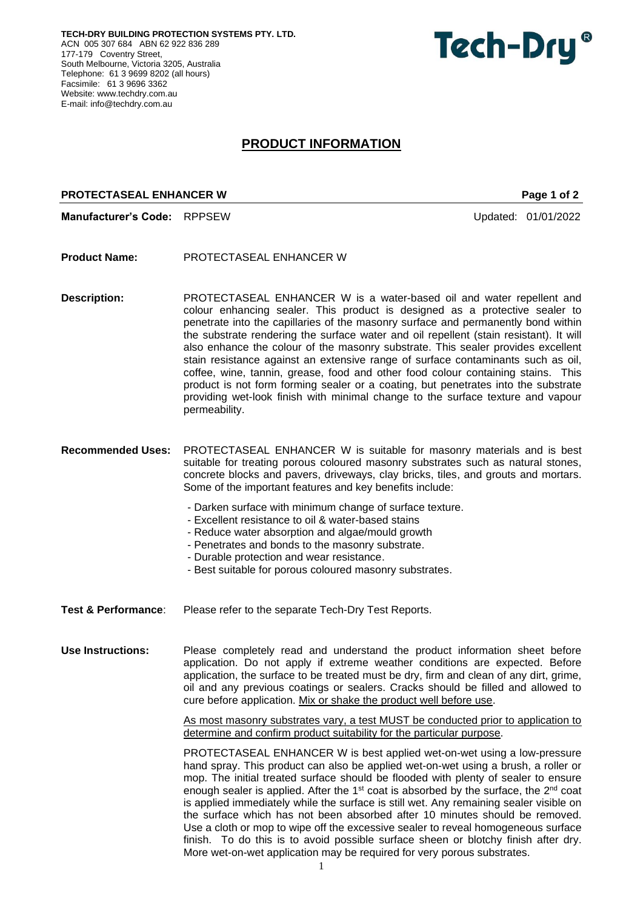**TECH-DRY BUILDING PROTECTION SYSTEMS PTY. LTD.**
ACN 005 307 684 ABN 62 922 836 289
177-179 Coventry Street,
South Melbourne, Victoria 3205, Australia
Telephone: 61 3 9699 8202 (all hours)
Facsimile: 61 3 9696 3362
Website: www.techdry.com.au
E-mail: info@techdry.com.au

**Tech-Dry®**

# PRODUCT INFORMATION

**PROTECTASEAL ENHANCER W**

**Manufacturer's Code:** RPPSEW

Updated: 01/01/2022

**Product Name:** PROTECTASEAL ENHANCER W

**Description:** PROTECTASEAL ENHANCER W is a water-based oil and water repellent and colour enhancing sealer. This product is designed as a protective sealer to penetrate into the capillaries of the masonry surface and permanently bond within the substrate rendering the surface water and oil repellent (stain resistant). It will also enhance the colour of the masonry substrate. This sealer provides excellent stain resistance against an extensive range of surface contaminants such as oil, coffee, wine, tannin, grease, food and other food colour containing stains. This product is not form forming sealer or a coating, but penetrates into the substrate providing wet-look finish with minimal change to the surface texture and vapour permeability.

**Recommended Uses:** PROTECTASEAL ENHANCER W is suitable for masonry materials and is best suitable for treating porous coloured masonry substrates such as natural stones, concrete blocks and pavers, driveways, clay bricks, tiles, and grouts and mortars. Some of the important features and key benefits include:

- Darken surface with minimum change of surface texture.
- Excellent resistance to oil & water-based stains
- Reduce water absorption and algae/mould growth
- Penetrates and bonds to the masonry substrate.
- Durable protection and wear resistance.
- Best suitable for porous coloured masonry substrates.

**Test & Performance**: Please refer to the separate Tech-Dry Test Reports.

**Use Instructions:** Please completely read and understand the product information sheet before application. Do not apply if extreme weather conditions are expected. Before application, the surface to be treated must be dry, firm and clean of any dirt, grime, oil and any previous coatings or sealers. Cracks should be filled and allowed to cure before application. Mix or shake the product well before use.

As most masonry substrates vary, a test MUST be conducted prior to application to determine and confirm product suitability for the particular purpose.

PROTECTASEAL ENHANCER W is best applied wet-on-wet using a low-pressure hand spray. This product can also be applied wet-on-wet using a brush, a roller or mop. The initial treated surface should be flooded with plenty of sealer to ensure enough sealer is applied. After the 1st coat is absorbed by the surface, the 2nd coat is applied immediately while the surface is still wet. Any remaining sealer visible on the surface which has not been absorbed after 10 minutes should be removed. Use a cloth or mop to wipe off the excessive sealer to reveal homogeneous surface finish. To do this is to avoid possible surface sheen or blotchy finish after dry. More wet-on-wet application may be required for very porous substrates.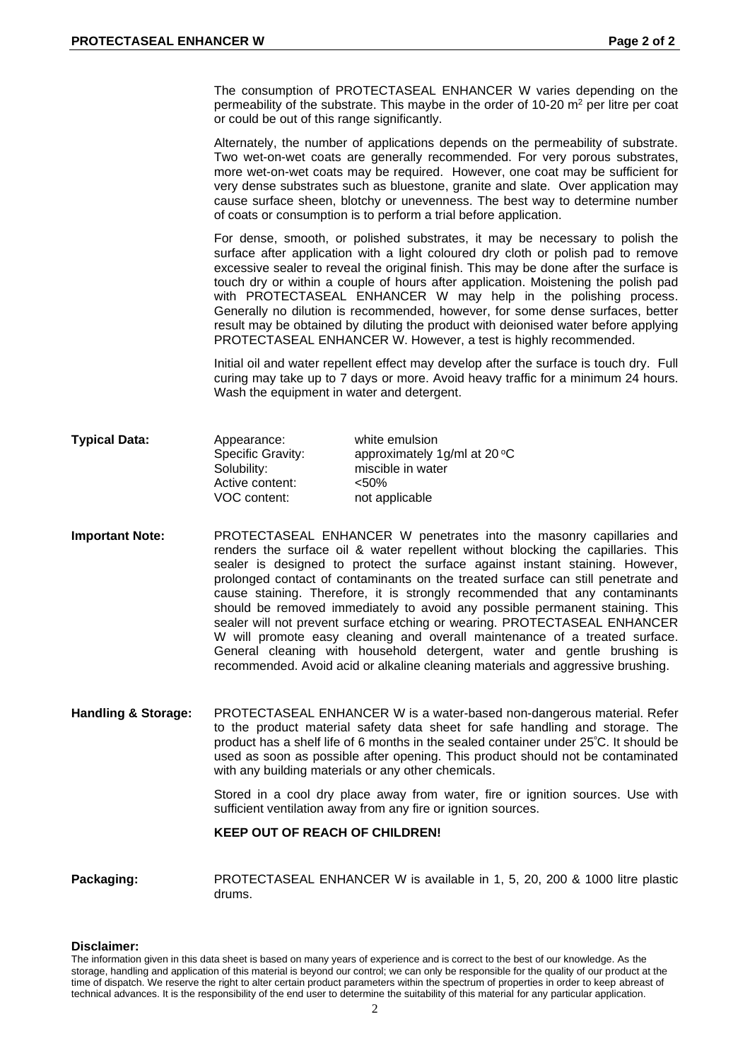The consumption of PROTECTASEAL ENHANCER W varies depending on the permeability of the substrate. This maybe in the order of 10-20 $m^2$ per litre per coat or could be out of this range significantly.

Alternately, the number of applications depends on the permeability of substrate. Two wet-on-wet coats are generally recommended. For very porous substrates, more wet-on-wet coats may be required. However, one coat may be sufficient for very dense substrates such as bluestone, granite and slate. Over application may cause surface sheen, blotchy or unevenness. The best way to determine number of coats or consumption is to perform a trial before application.

For dense, smooth, or polished substrates, it may be necessary to polish the surface after application with a light coloured dry cloth or polish pad to remove excessive sealer to reveal the original finish. This may be done after the surface is touch dry or within a couple of hours after application. Moistening the polish pad with PROTECTASEAL ENHANCER W may help in the polishing process. Generally no dilution is recommended, however, for some dense surfaces, better result may be obtained by diluting the product with deionised water before applying PROTECTASEAL ENHANCER W. However, a test is highly recommended.

Initial oil and water repellent effect may develop after the surface is touch dry. Full curing may take up to 7 days or more. Avoid heavy traffic for a minimum 24 hours. Wash the equipment in water and detergent.

**Typical Data:**

| | |
|---|---|
| Appearance: | white emulsion |
| Specific Gravity: | approximately 1g/ml at 20 °C |
| Solubility: | miscible in water |
| Active content: | <50% |
| VOC content: | not applicable |

**Important Note:** PROTECTASEAL ENHANCER W penetrates into the masonry capillaries and renders the surface oil & water repellent without blocking the capillaries. This sealer is designed to protect the surface against instant staining. However, prolonged contact of contaminants on the treated surface can still penetrate and cause staining. Therefore, it is strongly recommended that any contaminants should be removed immediately to avoid any possible permanent staining. This sealer will not prevent surface etching or wearing. PROTECTASEAL ENHANCER W will promote easy cleaning and overall maintenance of a treated surface. General cleaning with household detergent, water and gentle brushing is recommended. Avoid acid or alkaline cleaning materials and aggressive brushing.

**Handling & Storage:** PROTECTASEAL ENHANCER W is a water-based non-dangerous material. Refer to the product material safety data sheet for safe handling and storage. The product has a shelf life of 6 months in the sealed container under 25°C. It should be used as soon as possible after opening. This product should not be contaminated with any building materials or any other chemicals.

Stored in a cool dry place away from water, fire or ignition sources. Use with sufficient ventilation away from any fire or ignition sources.

**KEEP OUT OF REACH OF CHILDREN!**

**Packaging:** PROTECTASEAL ENHANCER W is available in 1, 5, 20, 200 & 1000 litre plastic drums.

**Disclaimer:**

The information given in this data sheet is based on many years of experience and is correct to the best of our knowledge. As the storage, handling and application of this material is beyond our control; we can only be responsible for the quality of our product at the time of dispatch. We reserve the right to alter certain product parameters within the spectrum of properties in order to keep abreast of technical advances. It is the responsibility of the end user to determine the suitability of this material for any particular application.